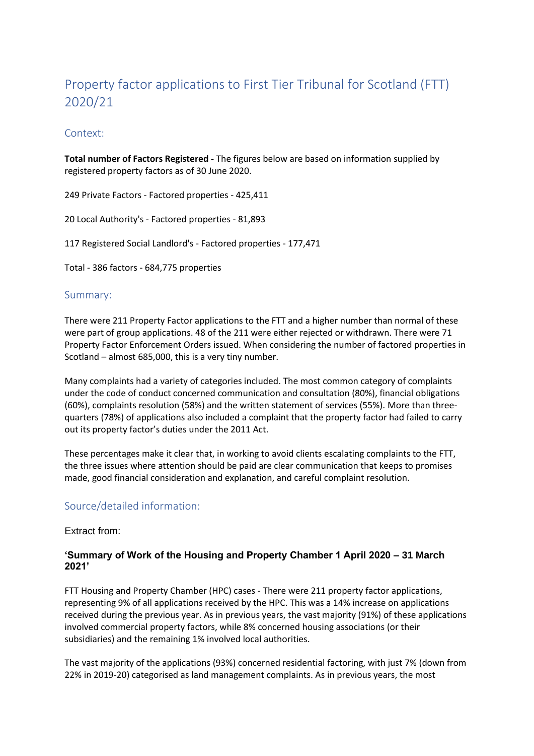# Property factor applications to First Tier Tribunal for Scotland (FTT) 2020/21

## Context:

**Total number of Factors Registered -** The figures below are based on information supplied by registered property factors as of 30 June 2020.

249 Private Factors - Factored properties - 425,411

20 Local Authority's - Factored properties - 81,893

117 Registered Social Landlord's - Factored properties - 177,471

Total - 386 factors - 684,775 properties

## Summary:

There were 211 Property Factor applications to the FTT and a higher number than normal of these were part of group applications. 48 of the 211 were either rejected or withdrawn. There were 71 Property Factor Enforcement Orders issued. When considering the number of factored properties in Scotland – almost 685,000, this is a very tiny number.

Many complaints had a variety of categories included. The most common category of complaints under the code of conduct concerned communication and consultation (80%), financial obligations (60%), complaints resolution (58%) and the written statement of services (55%). More than three-quarters (78%) of applications also included a complaint that the property factor had failed to carry out its property factor's duties under the 2011 Act.

These percentages make it clear that, in working to avoid clients escalating complaints to the FTT, the three issues where attention should be paid are clear communication that keeps to promises made, good financial consideration and explanation, and careful complaint resolution.

## Source/detailed information:

Extract from:

### 'Summary of Work of the Housing and Property Chamber 1 April 2020 – 31 March 2021'

FTT Housing and Property Chamber (HPC) cases - There were 211 property factor applications, representing 9% of all applications received by the HPC. This was a 14% increase on applications received during the previous year. As in previous years, the vast majority (91%) of these applications involved commercial property factors, while 8% concerned housing associations (or their subsidiaries) and the remaining 1% involved local authorities.

The vast majority of the applications (93%) concerned residential factoring, with just 7% (down from 22% in 2019-20) categorised as land management complaints. As in previous years, the most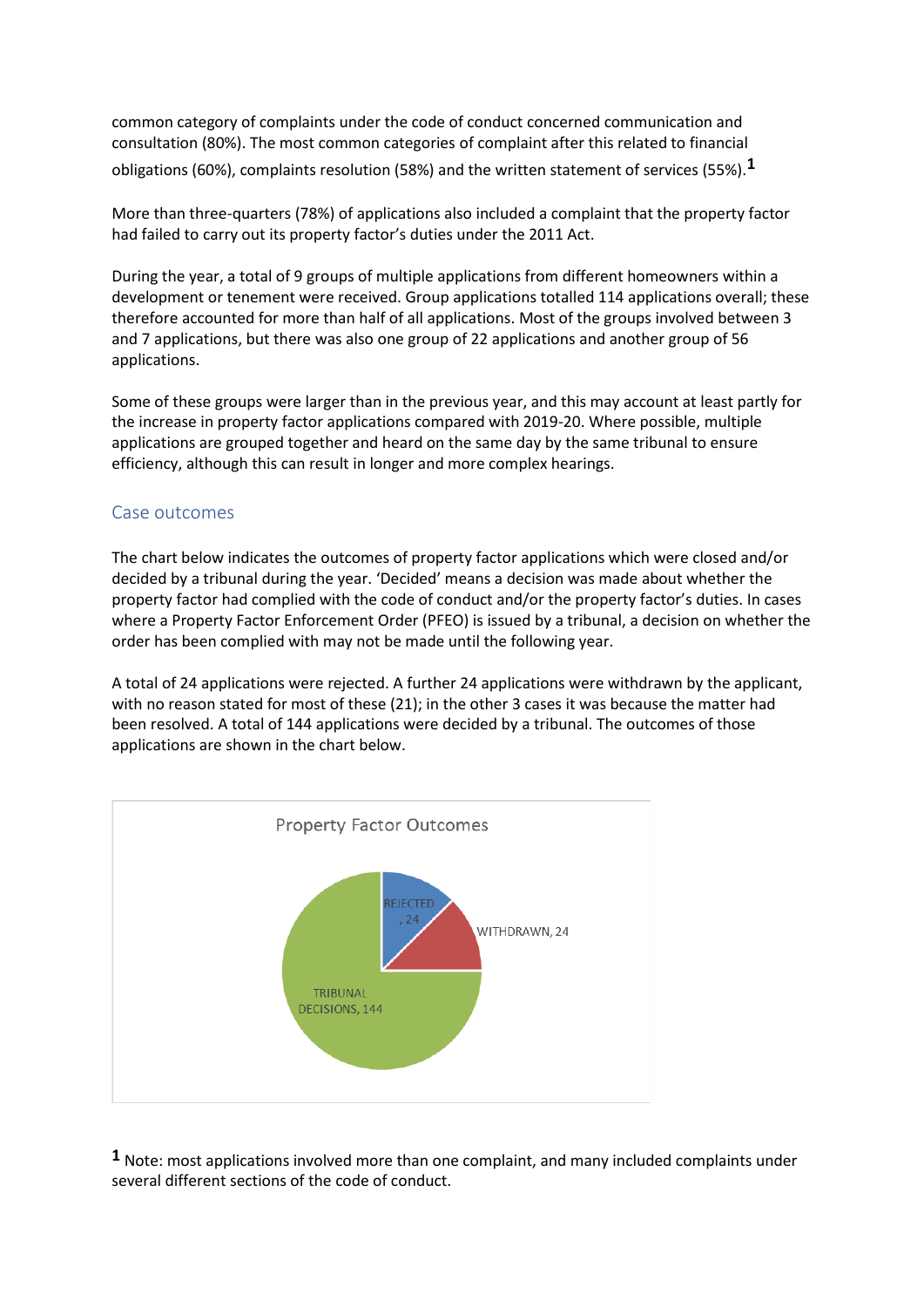common category of complaints under the code of conduct concerned communication and consultation (80%). The most common categories of complaint after this related to financial obligations (60%), complaints resolution (58%) and the written statement of services (55%).[1]

More than three-quarters (78%) of applications also included a complaint that the property factor had failed to carry out its property factor's duties under the 2011 Act.

During the year, a total of 9 groups of multiple applications from different homeowners within a development or tenement were received. Group applications totalled 114 applications overall; these therefore accounted for more than half of all applications. Most of the groups involved between 3 and 7 applications, but there was also one group of 22 applications and another group of 56 applications.

Some of these groups were larger than in the previous year, and this may account at least partly for the increase in property factor applications compared with 2019-20. Where possible, multiple applications are grouped together and heard on the same day by the same tribunal to ensure efficiency, although this can result in longer and more complex hearings.

## Case outcomes

The chart below indicates the outcomes of property factor applications which were closed and/or decided by a tribunal during the year. 'Decided' means a decision was made about whether the property factor had complied with the code of conduct and/or the property factor's duties. In cases where a Property Factor Enforcement Order (PFEO) is issued by a tribunal, a decision on whether the order has been complied with may not be made until the following year.

A total of 24 applications were rejected. A further 24 applications were withdrawn by the applicant, with no reason stated for most of these (21); in the other 3 cases it was because the matter had been resolved. A total of 144 applications were decided by a tribunal. The outcomes of those applications are shown in the chart below.

**Property Factor Outcomes**

| Outcome | Number |
| --- | --- |
| REJECTED | 24 |
| WITHDRAWN | 24 |
| TRIBUNAL DECISIONS | 144 |

[1] Note: most applications involved more than one complaint, and many included complaints under several different sections of the code of conduct.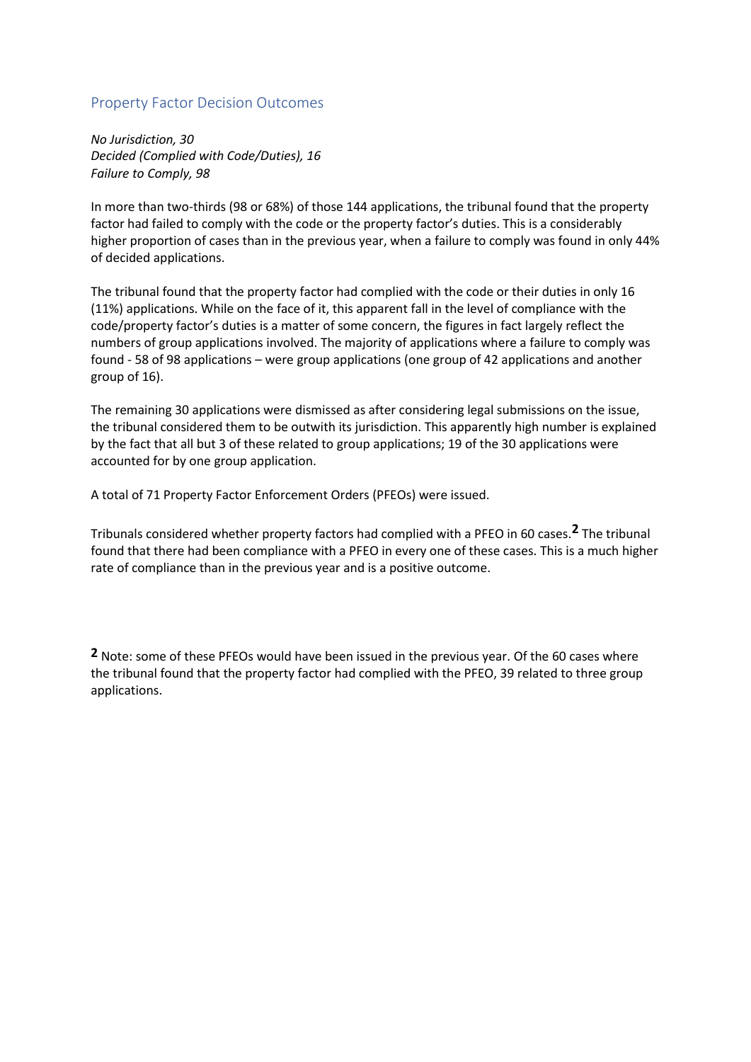## Property Factor Decision Outcomes

*No Jurisdiction, 30*
*Decided (Complied with Code/Duties), 16*
*Failure to Comply, 98*

In more than two-thirds (98 or 68%) of those 144 applications, the tribunal found that the property factor had failed to comply with the code or the property factor's duties. This is a considerably higher proportion of cases than in the previous year, when a failure to comply was found in only 44% of decided applications.

The tribunal found that the property factor had complied with the code or their duties in only 16 (11%) applications. While on the face of it, this apparent fall in the level of compliance with the code/property factor's duties is a matter of some concern, the figures in fact largely reflect the numbers of group applications involved. The majority of applications where a failure to comply was found - 58 of 98 applications – were group applications (one group of 42 applications and another group of 16).

The remaining 30 applications were dismissed as after considering legal submissions on the issue, the tribunal considered them to be outwith its jurisdiction. This apparently high number is explained by the fact that all but 3 of these related to group applications; 19 of the 30 applications were accounted for by one group application.

A total of 71 Property Factor Enforcement Orders (PFEOs) were issued.

Tribunals considered whether property factors had complied with a PFEO in 60 cases.[2] The tribunal found that there had been compliance with a PFEO in every one of these cases. This is a much higher rate of compliance than in the previous year and is a positive outcome.

[2] Note: some of these PFEOs would have been issued in the previous year. Of the 60 cases where the tribunal found that the property factor had complied with the PFEO, 39 related to three group applications.